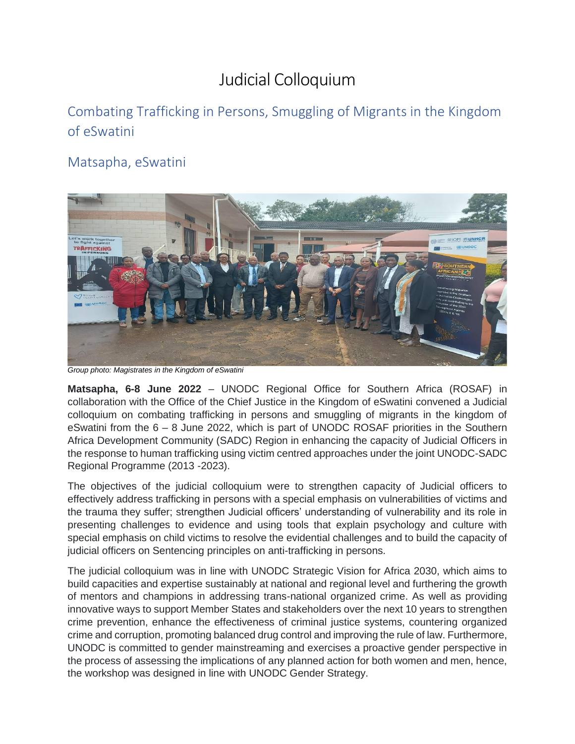# Judicial Colloquium

## Combating Trafficking in Persons, Smuggling of Migrants in the Kingdom of eSwatini

## Matsapha, eSwatini

*Group photo: Magistrates in the Kingdom of eSwatini*

**Matsapha, 6-8 June 2022** – UNODC Regional Office for Southern Africa (ROSAF) in collaboration with the Office of the Chief Justice in the Kingdom of eSwatini convened a Judicial colloquium on combating trafficking in persons and smuggling of migrants in the kingdom of eSwatini from the 6 – 8 June 2022, which is part of UNODC ROSAF priorities in the Southern Africa Development Community (SADC) Region in enhancing the capacity of Judicial Officers in the response to human trafficking using victim centred approaches under the joint UNODC-SADC Regional Programme (2013 -2023).

The objectives of the judicial colloquium were to strengthen capacity of Judicial officers to effectively address trafficking in persons with a special emphasis on vulnerabilities of victims and the trauma they suffer; strengthen Judicial officers' understanding of vulnerability and its role in presenting challenges to evidence and using tools that explain psychology and culture with special emphasis on child victims to resolve the evidential challenges and to build the capacity of judicial officers on Sentencing principles on anti-trafficking in persons.

The judicial colloquium was in line with UNODC Strategic Vision for Africa 2030, which aims to build capacities and expertise sustainably at national and regional level and furthering the growth of mentors and champions in addressing trans-national organized crime. As well as providing innovative ways to support Member States and stakeholders over the next 10 years to strengthen crime prevention, enhance the effectiveness of criminal justice systems, countering organized crime and corruption, promoting balanced drug control and improving the rule of law. Furthermore, UNODC is committed to gender mainstreaming and exercises a proactive gender perspective in the process of assessing the implications of any planned action for both women and men, hence, the workshop was designed in line with UNODC Gender Strategy.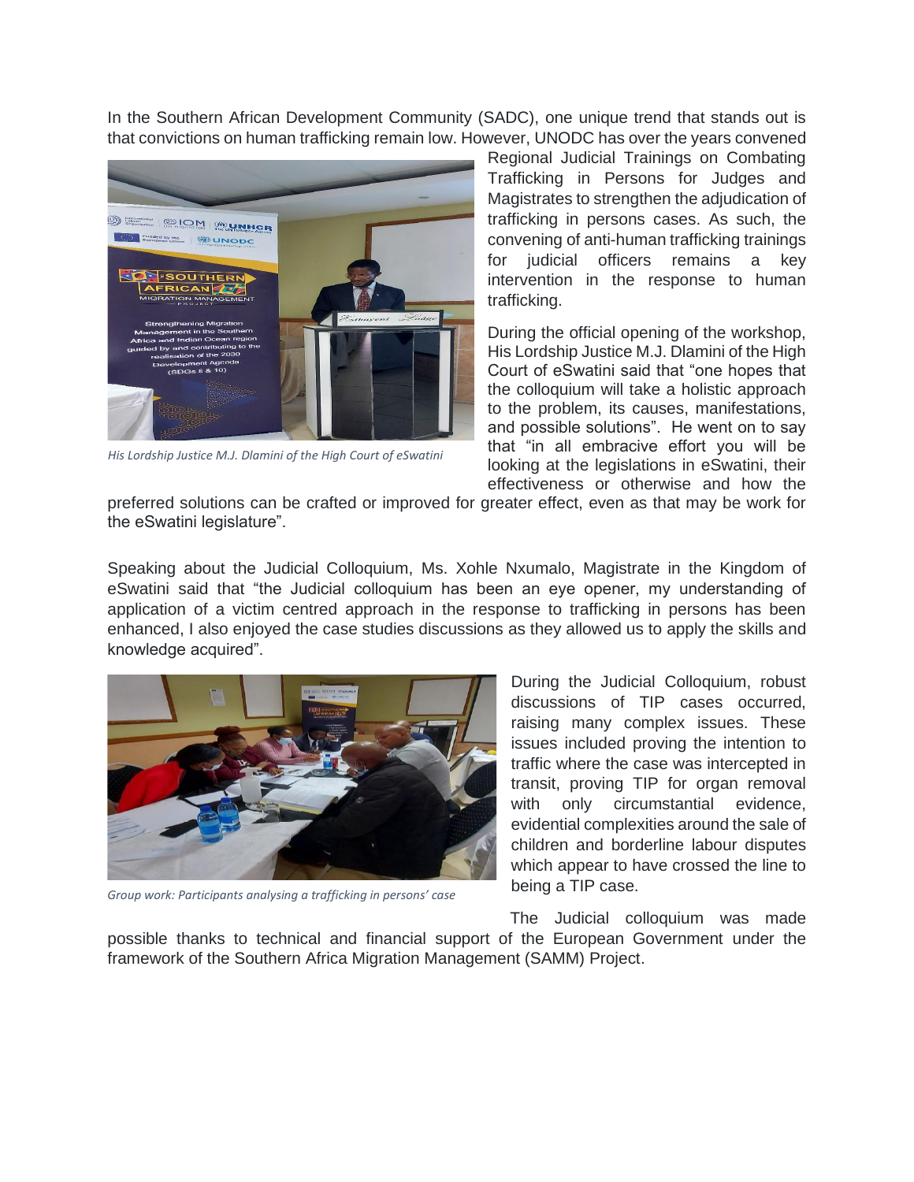In the Southern African Development Community (SADC), one unique trend that stands out is that convictions on human trafficking remain low. However, UNODC has over the years convened Regional Judicial Trainings on Combating Trafficking in Persons for Judges and Magistrates to strengthen the adjudication of trafficking in persons cases. As such, the convening of anti-human trafficking trainings for judicial officers remains a key intervention in the response to human trafficking.

*His Lordship Justice M.J. Dlamini of the High Court of eSwatini*

During the official opening of the workshop, His Lordship Justice M.J. Dlamini of the High Court of eSwatini said that "one hopes that the colloquium will take a holistic approach to the problem, its causes, manifestations, and possible solutions". He went on to say that "in all embracive effort you will be looking at the legislations in eSwatini, their effectiveness or otherwise and how the preferred solutions can be crafted or improved for greater effect, even as that may be work for the eSwatini legislature".

Speaking about the Judicial Colloquium, Ms. Xohle Nxumalo, Magistrate in the Kingdom of eSwatini said that "the Judicial colloquium has been an eye opener, my understanding of application of a victim centred approach in the response to trafficking in persons has been enhanced, I also enjoyed the case studies discussions as they allowed us to apply the skills and knowledge acquired".

*Group work: Participants analysing a trafficking in persons' case*

During the Judicial Colloquium, robust discussions of TIP cases occurred, raising many complex issues. These issues included proving the intention to traffic where the case was intercepted in transit, proving TIP for organ removal with only circumstantial evidence, evidential complexities around the sale of children and borderline labour disputes which appear to have crossed the line to being a TIP case.

The Judicial colloquium was made possible thanks to technical and financial support of the European Government under the framework of the Southern Africa Migration Management (SAMM) Project.